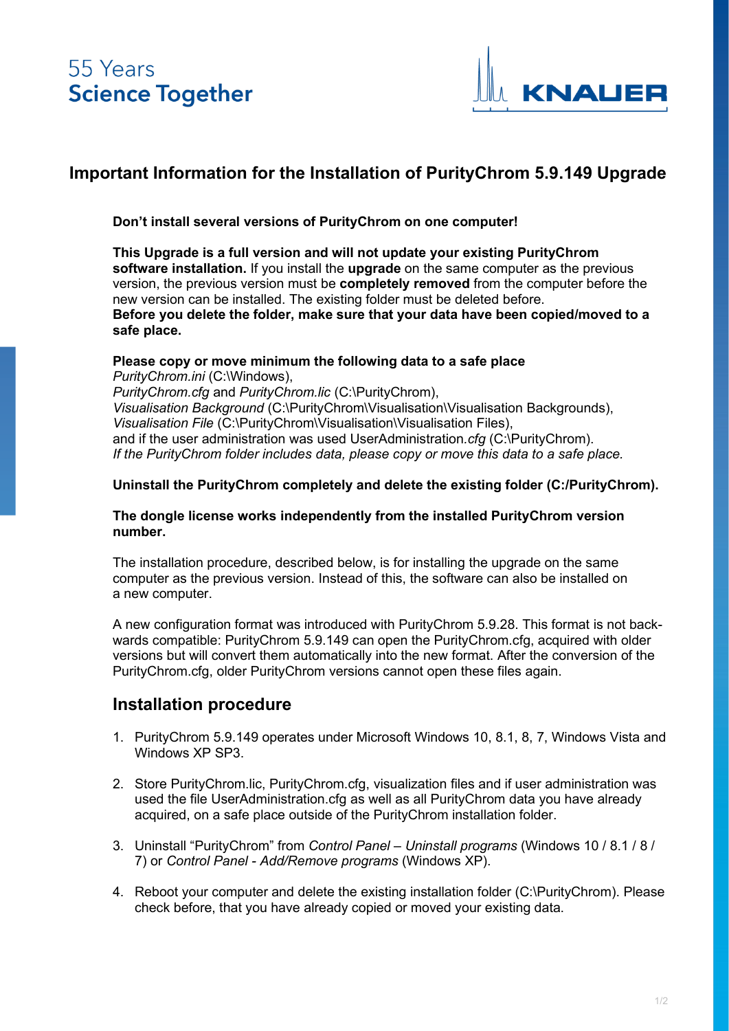55 Years
**Science Together**

# Important Information for the Installation of PurityChrom 5.9.149 Upgrade

**Don't install several versions of PurityChrom on one computer!**

**This Upgrade is a full version and will not update your existing PurityChrom software installation.** If you install the **upgrade** on the same computer as the previous version, the previous version must be **completely removed** from the computer before the new version can be installed. The existing folder must be deleted before.
**Before you delete the folder, make sure that your data have been copied/moved to a safe place.**

**Please copy or move minimum the following data to a safe place**
*PurityChrom.ini* (C:\Windows),
*PurityChrom.cfg* and *PurityChrom.lic* (C:\PurityChrom),
*Visualisation Background* (C:\PurityChrom\Visualisation\Visualisation Backgrounds),
*Visualisation File* (C:\PurityChrom\Visualisation\Visualisation Files),
and if the user administration was used UserAdministration.*cfg* (C:\PurityChrom).
*If the PurityChrom folder includes data, please copy or move this data to a safe place.*

**Uninstall the PurityChrom completely and delete the existing folder (C:/PurityChrom).**

**The dongle license works independently from the installed PurityChrom version number.**

The installation procedure, described below, is for installing the upgrade on the same computer as the previous version. Instead of this, the software can also be installed on a new computer.

A new configuration format was introduced with PurityChrom 5.9.28. This format is not backwards compatible: PurityChrom 5.9.149 can open the PurityChrom.cfg, acquired with older versions but will convert them automatically into the new format. After the conversion of the PurityChrom.cfg, older PurityChrom versions cannot open these files again.

## Installation procedure

1. PurityChrom 5.9.149 operates under Microsoft Windows 10, 8.1, 8, 7, Windows Vista and Windows XP SP3.

2. Store PurityChrom.lic, PurityChrom.cfg, visualization files and if user administration was used the file UserAdministration.cfg as well as all PurityChrom data you have already acquired, on a safe place outside of the PurityChrom installation folder.

3. Uninstall "PurityChrom" from *Control Panel – Uninstall programs* (Windows 10 / 8.1 / 8 / 7) or *Control Panel - Add/Remove programs* (Windows XP).

4. Reboot your computer and delete the existing installation folder (C:\PurityChrom). Please check before, that you have already copied or moved your existing data.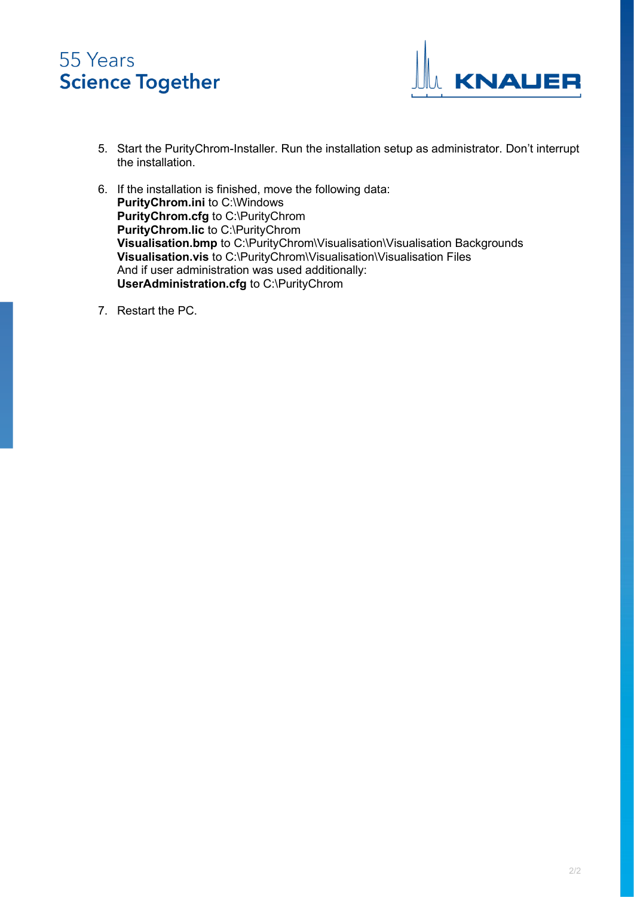5. Start the PurityChrom-Installer. Run the installation setup as administrator. Don't interrupt the installation.

6. If the installation is finished, move the following data:
   **PurityChrom.ini** to C:\Windows
   **PurityChrom.cfg** to C:\PurityChrom
   **PurityChrom.lic** to C:\PurityChrom
   **Visualisation.bmp** to C:\PurityChrom\Visualisation\Visualisation Backgrounds
   **Visualisation.vis** to C:\PurityChrom\Visualisation\Visualisation Files
   And if user administration was used additionally:
   **UserAdministration.cfg** to C:\PurityChrom

7. Restart the PC.